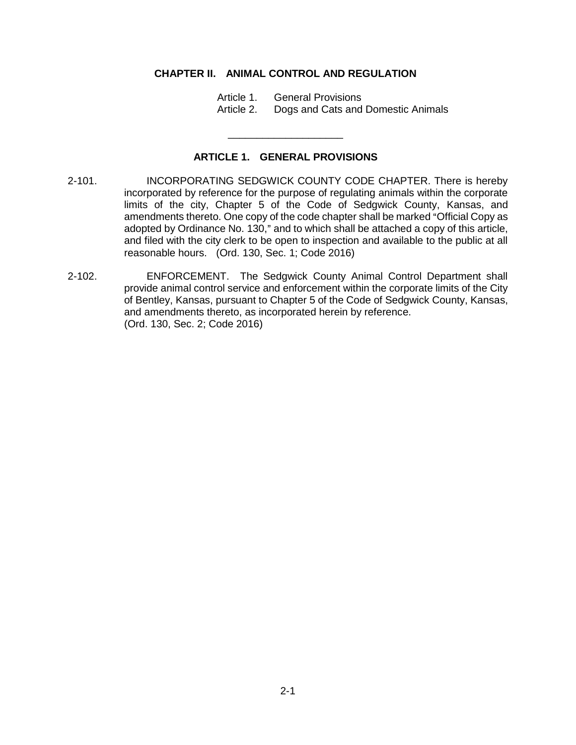# CHAPTER II. ANIMAL CONTROL AND REGULATION

Article 1. General Provisions
Article 2. Dogs and Cats and Domestic Animals

---

## ARTICLE 1. GENERAL PROVISIONS

2-101. INCORPORATING SEDGWICK COUNTY CODE CHAPTER. There is hereby incorporated by reference for the purpose of regulating animals within the corporate limits of the city, Chapter 5 of the Code of Sedgwick County, Kansas, and amendments thereto. One copy of the code chapter shall be marked "Official Copy as adopted by Ordinance No. 130," and to which shall be attached a copy of this article, and filed with the city clerk to be open to inspection and available to the public at all reasonable hours. (Ord. 130, Sec. 1; Code 2016)

2-102. ENFORCEMENT. The Sedgwick County Animal Control Department shall provide animal control service and enforcement within the corporate limits of the City of Bentley, Kansas, pursuant to Chapter 5 of the Code of Sedgwick County, Kansas, and amendments thereto, as incorporated herein by reference. (Ord. 130, Sec. 2; Code 2016)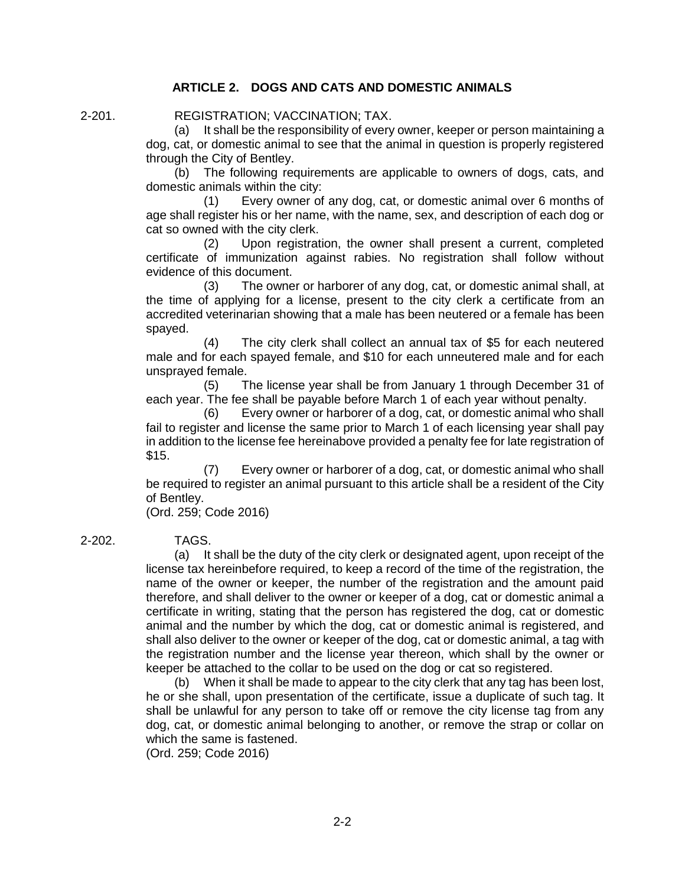## ARTICLE 2. DOGS AND CATS AND DOMESTIC ANIMALS

**2-201. REGISTRATION; VACCINATION; TAX.**

(a) It shall be the responsibility of every owner, keeper or person maintaining a dog, cat, or domestic animal to see that the animal in question is properly registered through the City of Bentley.

(b) The following requirements are applicable to owners of dogs, cats, and domestic animals within the city:

(1) Every owner of any dog, cat, or domestic animal over 6 months of age shall register his or her name, with the name, sex, and description of each dog or cat so owned with the city clerk.

(2) Upon registration, the owner shall present a current, completed certificate of immunization against rabies. No registration shall follow without evidence of this document.

(3) The owner or harborer of any dog, cat, or domestic animal shall, at the time of applying for a license, present to the city clerk a certificate from an accredited veterinarian showing that a male has been neutered or a female has been spayed.

(4) The city clerk shall collect an annual tax of $5 for each neutered male and for each spayed female, and $10 for each unneutered male and for each unsprayed female.

(5) The license year shall be from January 1 through December 31 of each year. The fee shall be payable before March 1 of each year without penalty.

(6) Every owner or harborer of a dog, cat, or domestic animal who shall fail to register and license the same prior to March 1 of each licensing year shall pay in addition to the license fee hereinabove provided a penalty fee for late registration of $15.

(7) Every owner or harborer of a dog, cat, or domestic animal who shall be required to register an animal pursuant to this article shall be a resident of the City of Bentley.

(Ord. 259; Code 2016)

**2-202. TAGS.**

(a) It shall be the duty of the city clerk or designated agent, upon receipt of the license tax hereinbefore required, to keep a record of the time of the registration, the name of the owner or keeper, the number of the registration and the amount paid therefore, and shall deliver to the owner or keeper of a dog, cat or domestic animal a certificate in writing, stating that the person has registered the dog, cat or domestic animal and the number by which the dog, cat or domestic animal is registered, and shall also deliver to the owner or keeper of the dog, cat or domestic animal, a tag with the registration number and the license year thereon, which shall by the owner or keeper be attached to the collar to be used on the dog or cat so registered.

(b) When it shall be made to appear to the city clerk that any tag has been lost, he or she shall, upon presentation of the certificate, issue a duplicate of such tag. It shall be unlawful for any person to take off or remove the city license tag from any dog, cat, or domestic animal belonging to another, or remove the strap or collar on which the same is fastened.

(Ord. 259; Code 2016)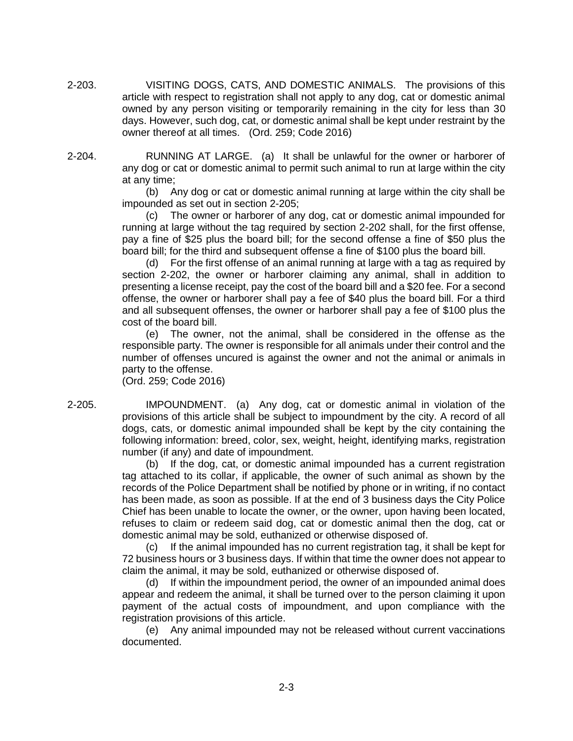2-203. VISITING DOGS, CATS, AND DOMESTIC ANIMALS. The provisions of this article with respect to registration shall not apply to any dog, cat or domestic animal owned by any person visiting or temporarily remaining in the city for less than 30 days. However, such dog, cat, or domestic animal shall be kept under restraint by the owner thereof at all times. (Ord. 259; Code 2016)

2-204. RUNNING AT LARGE. (a) It shall be unlawful for the owner or harborer of any dog or cat or domestic animal to permit such animal to run at large within the city at any time;

(b) Any dog or cat or domestic animal running at large within the city shall be impounded as set out in section 2-205;

(c) The owner or harborer of any dog, cat or domestic animal impounded for running at large without the tag required by section 2-202 shall, for the first offense, pay a fine of $25 plus the board bill; for the second offense a fine of $50 plus the board bill; for the third and subsequent offense a fine of $100 plus the board bill.

(d) For the first offense of an animal running at large with a tag as required by section 2-202, the owner or harborer claiming any animal, shall in addition to presenting a license receipt, pay the cost of the board bill and a $20 fee. For a second offense, the owner or harborer shall pay a fee of $40 plus the board bill. For a third and all subsequent offenses, the owner or harborer shall pay a fee of $100 plus the cost of the board bill.

(e) The owner, not the animal, shall be considered in the offense as the responsible party. The owner is responsible for all animals under their control and the number of offenses uncured is against the owner and not the animal or animals in party to the offense.

(Ord. 259; Code 2016)

2-205. IMPOUNDMENT. (a) Any dog, cat or domestic animal in violation of the provisions of this article shall be subject to impoundment by the city. A record of all dogs, cats, or domestic animal impounded shall be kept by the city containing the following information: breed, color, sex, weight, height, identifying marks, registration number (if any) and date of impoundment.

(b) If the dog, cat, or domestic animal impounded has a current registration tag attached to its collar, if applicable, the owner of such animal as shown by the records of the Police Department shall be notified by phone or in writing, if no contact has been made, as soon as possible. If at the end of 3 business days the City Police Chief has been unable to locate the owner, or the owner, upon having been located, refuses to claim or redeem said dog, cat or domestic animal then the dog, cat or domestic animal may be sold, euthanized or otherwise disposed of.

(c) If the animal impounded has no current registration tag, it shall be kept for 72 business hours or 3 business days. If within that time the owner does not appear to claim the animal, it may be sold, euthanized or otherwise disposed of.

(d) If within the impoundment period, the owner of an impounded animal does appear and redeem the animal, it shall be turned over to the person claiming it upon payment of the actual costs of impoundment, and upon compliance with the registration provisions of this article.

(e) Any animal impounded may not be released without current vaccinations documented.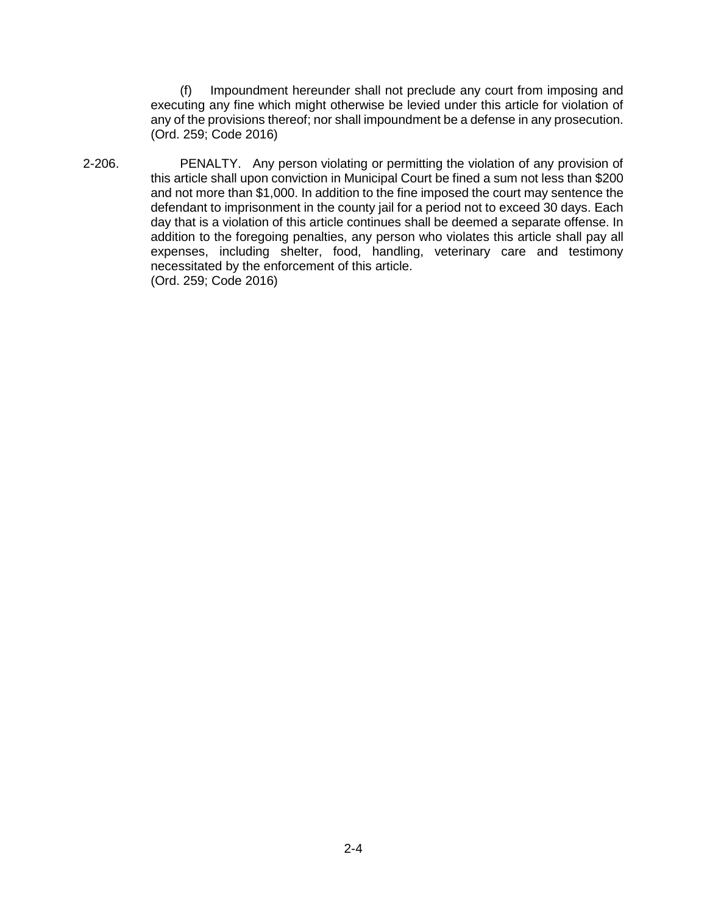(f) Impoundment hereunder shall not preclude any court from imposing and executing any fine which might otherwise be levied under this article for violation of any of the provisions thereof; nor shall impoundment be a defense in any prosecution. (Ord. 259; Code 2016)

2-206. PENALTY. Any person violating or permitting the violation of any provision of this article shall upon conviction in Municipal Court be fined a sum not less than $200 and not more than $1,000. In addition to the fine imposed the court may sentence the defendant to imprisonment in the county jail for a period not to exceed 30 days. Each day that is a violation of this article continues shall be deemed a separate offense. In addition to the foregoing penalties, any person who violates this article shall pay all expenses, including shelter, food, handling, veterinary care and testimony necessitated by the enforcement of this article.
(Ord. 259; Code 2016)